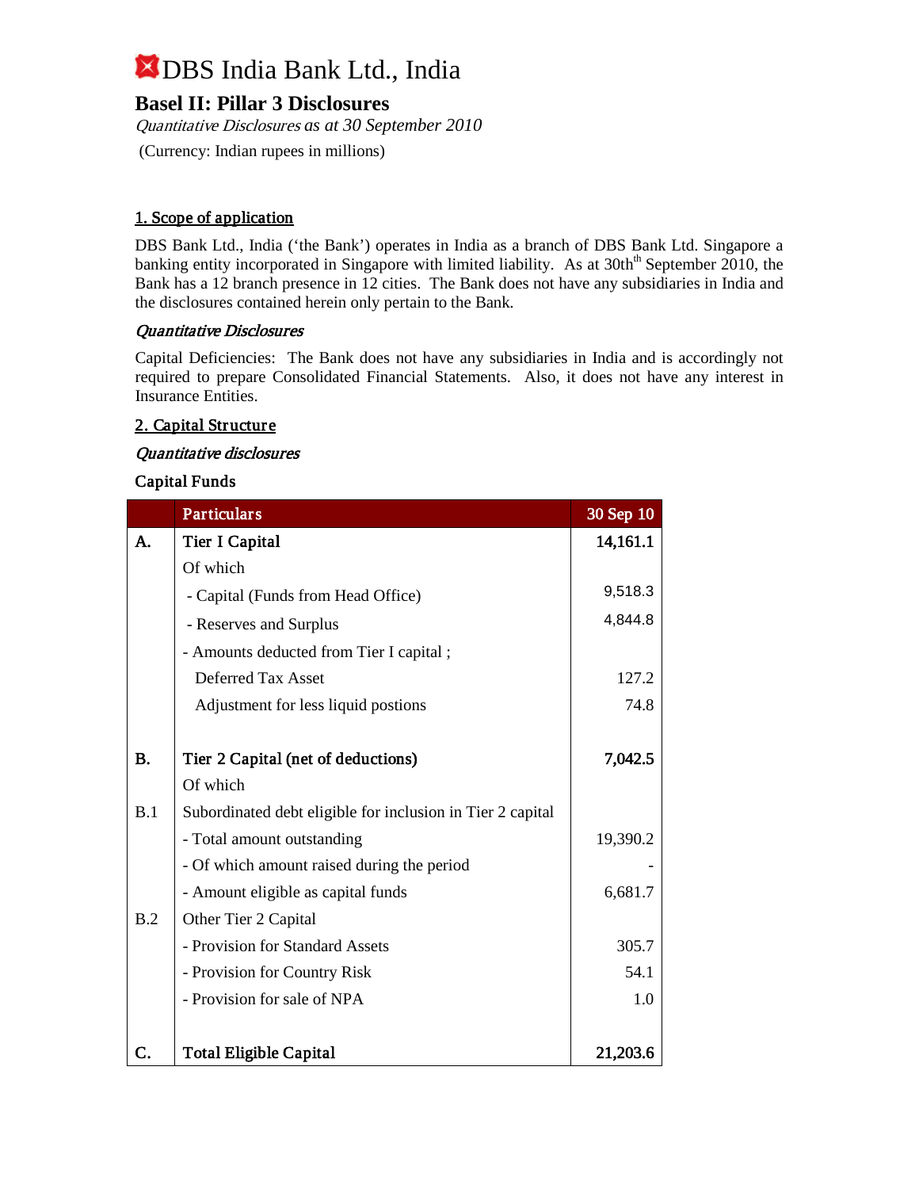# DBS India Bank Ltd., India

## Basel II: Pillar 3 Disclosures

*Quantitative Disclosures as at 30 September 2010*

(Currency: Indian rupees in millions)

### 1. Scope of application

DBS Bank Ltd., India ('the Bank') operates in India as a branch of DBS Bank Ltd. Singapore a banking entity incorporated in Singapore with limited liability. As at 30th September 2010, the Bank has a 12 branch presence in 12 cities. The Bank does not have any subsidiaries in India and the disclosures contained herein only pertain to the Bank.

*Quantitative Disclosures*

Capital Deficiencies: The Bank does not have any subsidiaries in India and is accordingly not required to prepare Consolidated Financial Statements. Also, it does not have any interest in Insurance Entities.

### 2. Capital Structure

*Quantitative disclosures*

**Capital Funds**

| | Particulars | 30 Sep 10 |
|---|---|---|
| **A.** | **Tier I Capital** | **14,161.1** |
| | Of which | |
| | - Capital (Funds from Head Office) | 9,518.3 |
| | - Reserves and Surplus | 4,844.8 |
| | - Amounts deducted from Tier I capital ; | |
| | Deferred Tax Asset | 127.2 |
| | Adjustment for less liquid postions | 74.8 |
| | | |
| **B.** | **Tier 2 Capital (net of deductions)** | **7,042.5** |
| | Of which | |
| B.1 | Subordinated debt eligible for inclusion in Tier 2 capital | |
| | - Total amount outstanding | 19,390.2 |
| | - Of which amount raised during the period | - |
| | - Amount eligible as capital funds | 6,681.7 |
| B.2 | Other Tier 2 Capital | |
| | - Provision for Standard Assets | 305.7 |
| | - Provision for Country Risk | 54.1 |
| | - Provision for sale of NPA | 1.0 |
| | | |
| **C.** | **Total Eligible Capital** | **21,203.6** |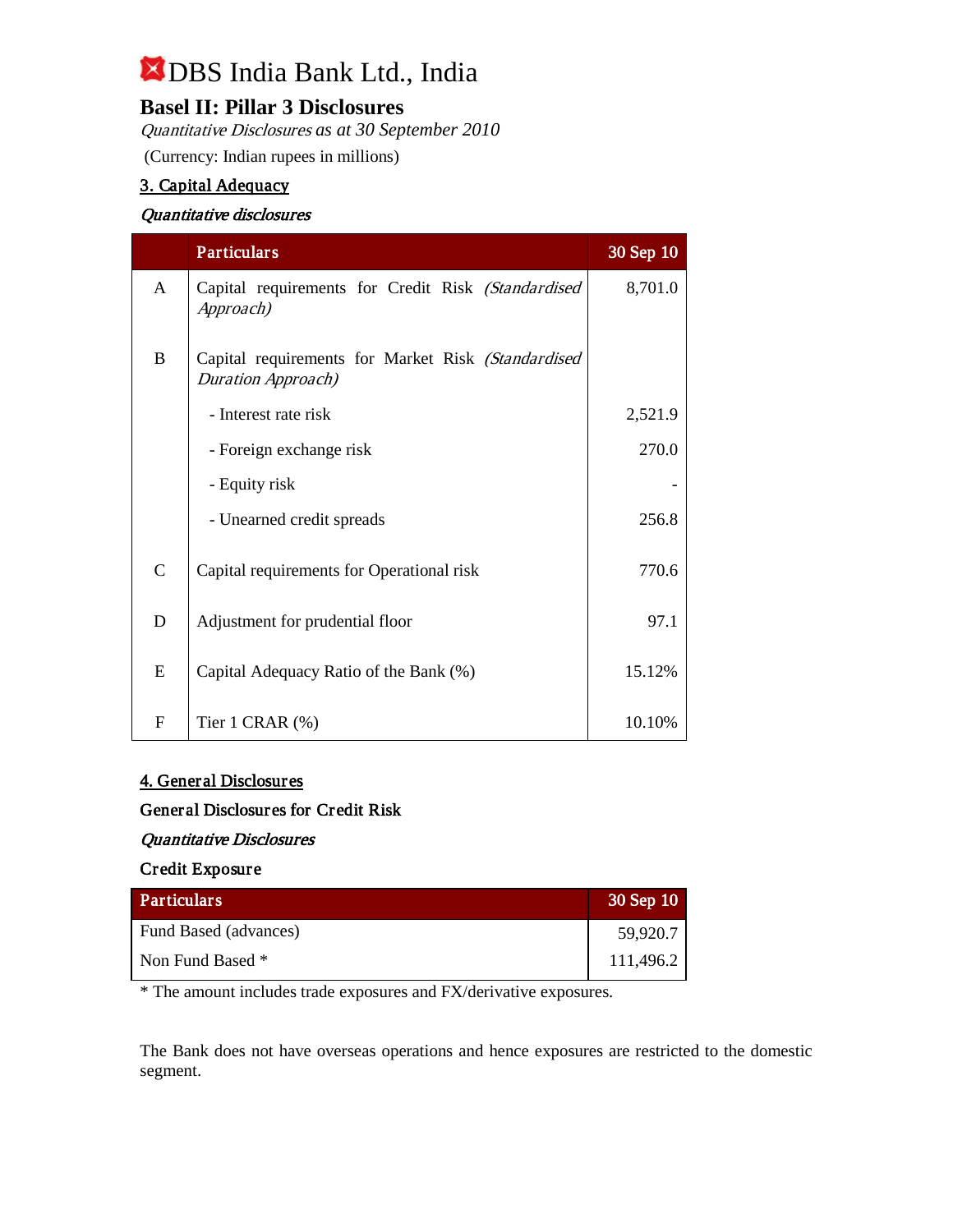# DBS India Bank Ltd., India

## Basel II: Pillar 3 Disclosures

*Quantitative Disclosures as at 30 September 2010*

(Currency: Indian rupees in millions)

### 3. Capital Adequacy

*Quantitative disclosures*

| | Particulars | 30 Sep 10 |
|---|---|---|
| A | Capital requirements for Credit Risk *(Standardised Approach)* | 8,701.0 |
| B | Capital requirements for Market Risk *(Standardised Duration Approach)* | |
| | - Interest rate risk | 2,521.9 |
| | - Foreign exchange risk | 270.0 |
| | - Equity risk | - |
| | - Unearned credit spreads | 256.8 |
| C | Capital requirements for Operational risk | 770.6 |
| D | Adjustment for prudential floor | 97.1 |
| E | Capital Adequacy Ratio of the Bank (%) | 15.12% |
| F | Tier 1 CRAR (%) | 10.10% |

### 4. General Disclosures

**General Disclosures for Credit Risk**

*Quantitative Disclosures*

**Credit Exposure**

| Particulars | 30 Sep 10 |
|---|---|
| Fund Based (advances) | 59,920.7 |
| Non Fund Based * | 111,496.2 |

* The amount includes trade exposures and FX/derivative exposures.

The Bank does not have overseas operations and hence exposures are restricted to the domestic segment.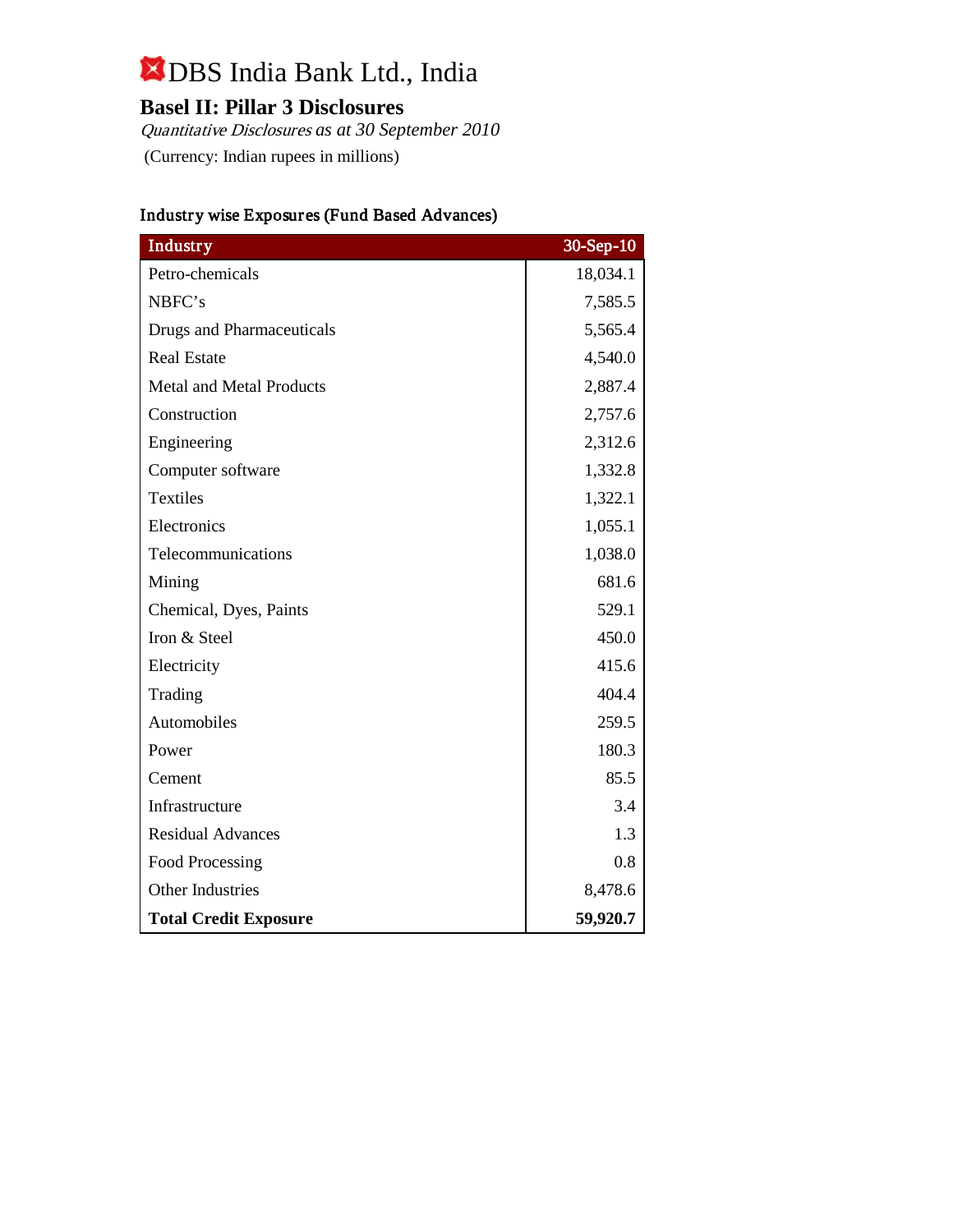# DBS India Bank Ltd., India

## Basel II: Pillar 3 Disclosures

*Quantitative Disclosures as at 30 September 2010*

(Currency: Indian rupees in millions)

### Industry wise Exposures (Fund Based Advances)

| Industry | 30-Sep-10 |
|---|---|
| Petro-chemicals | 18,034.1 |
| NBFC's | 7,585.5 |
| Drugs and Pharmaceuticals | 5,565.4 |
| Real Estate | 4,540.0 |
| Metal and Metal Products | 2,887.4 |
| Construction | 2,757.6 |
| Engineering | 2,312.6 |
| Computer software | 1,332.8 |
| Textiles | 1,322.1 |
| Electronics | 1,055.1 |
| Telecommunications | 1,038.0 |
| Mining | 681.6 |
| Chemical, Dyes, Paints | 529.1 |
| Iron & Steel | 450.0 |
| Electricity | 415.6 |
| Trading | 404.4 |
| Automobiles | 259.5 |
| Power | 180.3 |
| Cement | 85.5 |
| Infrastructure | 3.4 |
| Residual Advances | 1.3 |
| Food Processing | 0.8 |
| Other Industries | 8,478.6 |
| **Total Credit Exposure** | **59,920.7** |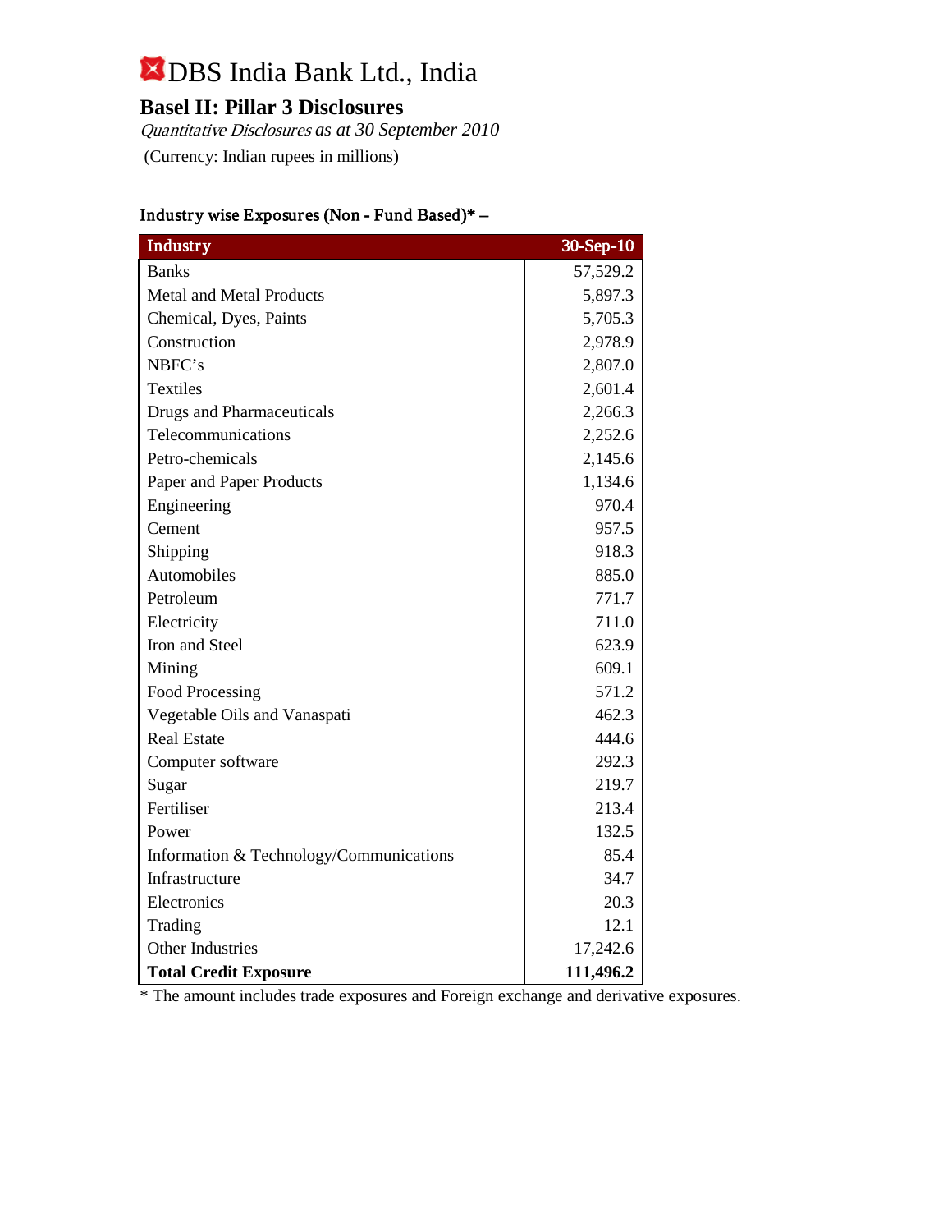# DBS India Bank Ltd., India

## Basel II: Pillar 3 Disclosures

*Quantitative Disclosures* as at 30 September 2010

(Currency: Indian rupees in millions)

### Industry wise Exposures (Non - Fund Based)* –

| Industry | 30-Sep-10 |
|---|---|
| Banks | 57,529.2 |
| Metal and Metal Products | 5,897.3 |
| Chemical, Dyes, Paints | 5,705.3 |
| Construction | 2,978.9 |
| NBFC's | 2,807.0 |
| Textiles | 2,601.4 |
| Drugs and Pharmaceuticals | 2,266.3 |
| Telecommunications | 2,252.6 |
| Petro-chemicals | 2,145.6 |
| Paper and Paper Products | 1,134.6 |
| Engineering | 970.4 |
| Cement | 957.5 |
| Shipping | 918.3 |
| Automobiles | 885.0 |
| Petroleum | 771.7 |
| Electricity | 711.0 |
| Iron and Steel | 623.9 |
| Mining | 609.1 |
| Food Processing | 571.2 |
| Vegetable Oils and Vanaspati | 462.3 |
| Real Estate | 444.6 |
| Computer software | 292.3 |
| Sugar | 219.7 |
| Fertiliser | 213.4 |
| Power | 132.5 |
| Information & Technology/Communications | 85.4 |
| Infrastructure | 34.7 |
| Electronics | 20.3 |
| Trading | 12.1 |
| Other Industries | 17,242.6 |
| **Total Credit Exposure** | **111,496.2** |

* The amount includes trade exposures and Foreign exchange and derivative exposures.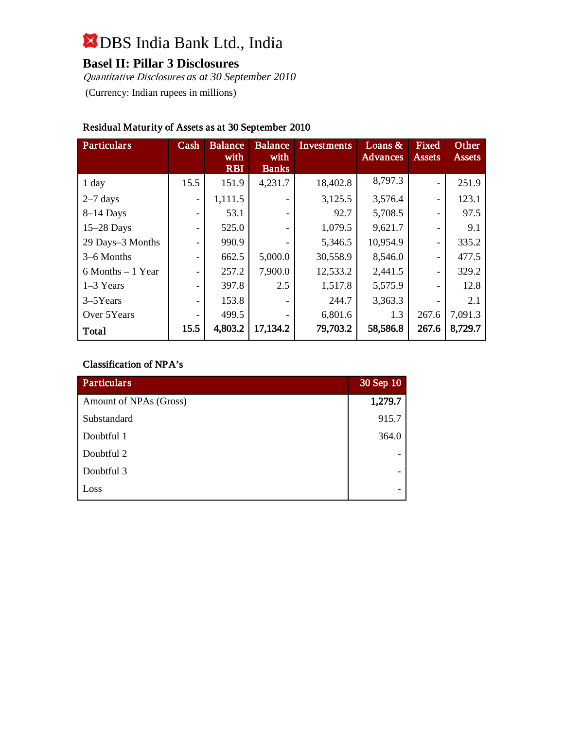# DBS India Bank Ltd., India

## Basel II: Pillar 3 Disclosures

*Quantitative Disclosures as at 30 September 2010*

(Currency: Indian rupees in millions)

### Residual Maturity of Assets as at 30 September 2010

| Particulars | Cash | Balance with RBI | Balance with Banks | Investments | Loans & Advances | Fixed Assets | Other Assets |
|---|---|---|---|---|---|---|---|
| 1 day | 15.5 | 151.9 | 4,231.7 | 18,402.8 | 8,797.3 | - | 251.9 |
| 2–7 days | - | 1,111.5 | - | 3,125.5 | 3,576.4 | - | 123.1 |
| 8–14 Days | - | 53.1 | - | 92.7 | 5,708.5 | - | 97.5 |
| 15–28 Days | - | 525.0 | - | 1,079.5 | 9,621.7 | - | 9.1 |
| 29 Days–3 Months | - | 990.9 | - | 5,346.5 | 10,954.9 | - | 335.2 |
| 3–6 Months | - | 662.5 | 5,000.0 | 30,558.9 | 8,546.0 | - | 477.5 |
| 6 Months – 1 Year | - | 257.2 | 7,900.0 | 12,533.2 | 2,441.5 | - | 329.2 |
| 1–3 Years | - | 397.8 | 2.5 | 1,517.8 | 5,575.9 | - | 12.8 |
| 3–5Years | - | 153.8 | - | 244.7 | 3,363.3 | - | 2.1 |
| Over 5Years | - | 499.5 | - | 6,801.6 | 1.3 | 267.6 | 7,091.3 |
| **Total** | **15.5** | **4,803.2** | **17,134.2** | **79,703.2** | **58,586.8** | **267.6** | **8,729.7** |

### Classification of NPA's

| Particulars | 30 Sep 10 |
|---|---|
| Amount of NPAs (Gross) | **1,279.7** |
| Substandard | 915.7 |
| Doubtful 1 | 364.0 |
| Doubtful 2 | - |
| Doubtful 3 | - |
| Loss | - |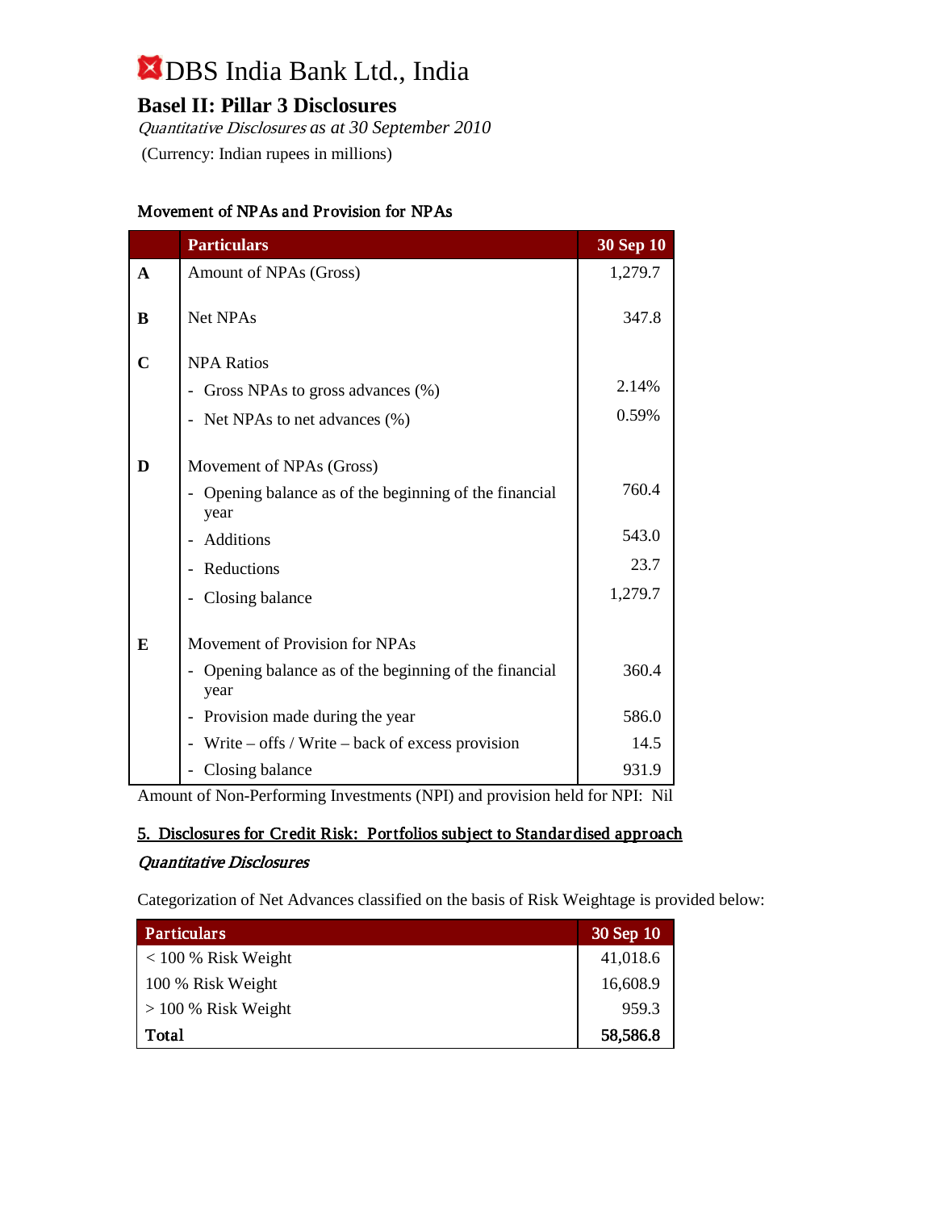# DBS India Bank Ltd., India

## Basel II: Pillar 3 Disclosures

*Quantitative Disclosures as at 30 September 2010*

(Currency: Indian rupees in millions)

### Movement of NPAs and Provision for NPAs

| | Particulars | 30 Sep 10 |
|---|---|---|
| **A** | Amount of NPAs (Gross) | 1,279.7 |
| **B** | Net NPAs | 347.8 |
| **C** | NPA Ratios | |
| | - Gross NPAs to gross advances (%) | 2.14% |
| | - Net NPAs to net advances (%) | 0.59% |
| **D** | Movement of NPAs (Gross) | |
| | - Opening balance as of the beginning of the financial year | 760.4 |
| | - Additions | 543.0 |
| | - Reductions | 23.7 |
| | - Closing balance | 1,279.7 |
| **E** | Movement of Provision for NPAs | |
| | - Opening balance as of the beginning of the financial year | 360.4 |
| | - Provision made during the year | 586.0 |
| | - Write – offs / Write – back of excess provision | 14.5 |
| | - Closing balance | 931.9 |

Amount of Non-Performing Investments (NPI) and provision held for NPI: Nil

### 5. Disclosures for Credit Risk: Portfolios subject to Standardised approach

*Quantitative Disclosures*

Categorization of Net Advances classified on the basis of Risk Weightage is provided below:

| Particulars | 30 Sep 10 |
|---|---|
| < 100 % Risk Weight | 41,018.6 |
| 100 % Risk Weight | 16,608.9 |
| > 100 % Risk Weight | 959.3 |
| **Total** | **58,586.8** |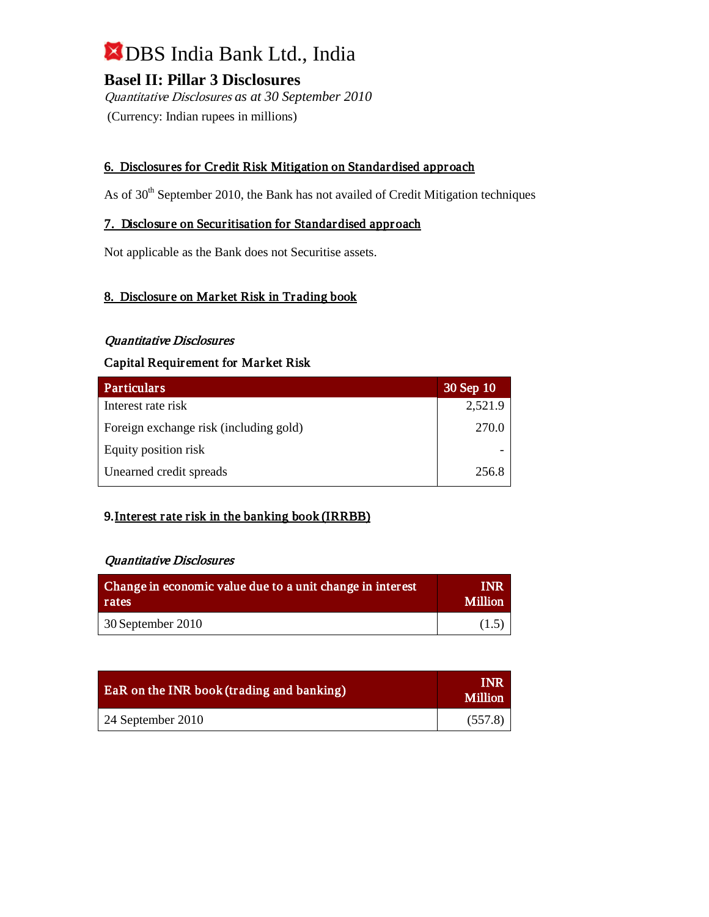# DBS India Bank Ltd., India

## Basel II: Pillar 3 Disclosures

*Quantitative Disclosures as at 30 September 2010*

(Currency: Indian rupees in millions)

### 6. Disclosures for Credit Risk Mitigation on Standardised approach

As of 30th September 2010, the Bank has not availed of Credit Mitigation techniques

### 7. Disclosure on Securitisation for Standardised approach

Not applicable as the Bank does not Securitise assets.

### 8. Disclosure on Market Risk in Trading book

*Quantitative Disclosures*

**Capital Requirement for Market Risk**

| Particulars | 30 Sep 10 |
|---|---|
| Interest rate risk | 2,521.9 |
| Foreign exchange risk (including gold) | 270.0 |
| Equity position risk | - |
| Unearned credit spreads | 256.8 |

### 9. Interest rate risk in the banking book (IRRBB)

*Quantitative Disclosures*

| Change in economic value due to a unit change in interest rates | INR Million |
|---|---|
| 30 September 2010 | (1.5) |

| EaR on the INR book (trading and banking) | INR Million |
|---|---|
| 24 September 2010 | (557.8) |